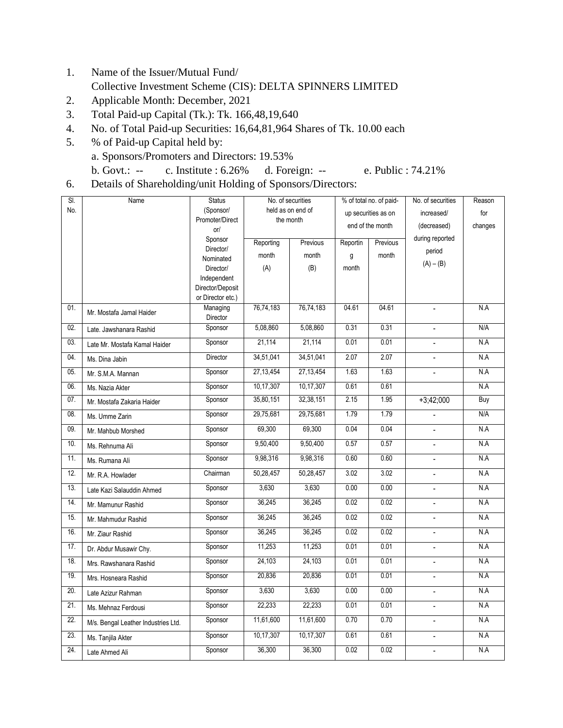1. Name of the Issuer/Mutual Fund/
   Collective Investment Scheme (CIS): DELTA SPINNERS LIMITED
2. Applicable Month: December, 2021
3. Total Paid-up Capital (Tk.): Tk. 166,48,19,640
4. No. of Total Paid-up Securities: 16,64,81,964 Shares of Tk. 10.00 each
5. % of Paid-up Capital held by:
   a. Sponsors/Promoters and Directors: 19.53%
   b. Govt.: -- c. Institute : 6.26% d. Foreign: -- e. Public : 74.21%
6. Details of Shareholding/unit Holding of Sponsors/Directors:

| Sl. No. | Name | Status (Sponsor/ Promoter/Director/ Sponsor Director/ Nominated Director/ Independent Director/Depositor Director etc.) | No. of securities held as on end of the month | | % of total no. of paid-up securities as on end of the month | | No. of securities increased/ (decreased) during reported period (A) – (B) | Reason for changes |
|---|---|---|---|---|---|---|---|---|
| | | | Reporting month (A) | Previous month (B) | Reporting month | Previous month | | |
| 01. | Mr. Mostafa Jamal Haider | Managing Director | 76,74,183 | 76,74,183 | 04.61 | 04.61 | - | N.A |
| 02. | Late. Jawshanara Rashid | Sponsor | 5,08,860 | 5,08,860 | 0.31 | 0.31 | - | N/A |
| 03. | Late Mr. Mostafa Kamal Haider | Sponsor | 21,114 | 21,114 | 0.01 | 0.01 | - | N.A |
| 04. | Ms. Dina Jabin | Director | 34,51,041 | 34,51,041 | 2.07 | 2.07 | - | N.A |
| 05. | Mr. S.M.A. Mannan | Sponsor | 27,13,454 | 27,13,454 | 1.63 | 1.63 | - | N.A |
| 06. | Ms. Nazia Akter | Sponsor | 10,17,307 | 10,17,307 | 0.61 | 0.61 | | N.A |
| 07. | Mr. Mostafa Zakaria Haider | Sponsor | 35,80,151 | 32,38,151 | 2.15 | 1.95 | +3;42;000 | Buy |
| 08. | Ms. Umme Zarin | Sponsor | 29,75,681 | 29,75,681 | 1.79 | 1.79 | - | N/A |
| 09. | Mr. Mahbub Morshed | Sponsor | 69,300 | 69,300 | 0.04 | 0.04 | - | N.A |
| 10. | Ms. Rehnuma Ali | Sponsor | 9,50,400 | 9,50,400 | 0.57 | 0.57 | - | N.A |
| 11. | Ms. Rumana Ali | Sponsor | 9,98,316 | 9,98,316 | 0.60 | 0.60 | - | N.A |
| 12. | Mr. R.A. Howlader | Chairman | 50,28,457 | 50,28,457 | 3.02 | 3.02 | - | N.A |
| 13. | Late Kazi Salauddin Ahmed | Sponsor | 3,630 | 3,630 | 0.00 | 0.00 | - | N.A |
| 14. | Mr. Mamunur Rashid | Sponsor | 36,245 | 36,245 | 0.02 | 0.02 | - | N.A |
| 15. | Mr. Mahmudur Rashid | Sponsor | 36,245 | 36,245 | 0.02 | 0.02 | - | N.A |
| 16. | Mr. Ziaur Rashid | Sponsor | 36,245 | 36,245 | 0.02 | 0.02 | - | N.A |
| 17. | Dr. Abdur Musawir Chy. | Sponsor | 11,253 | 11,253 | 0.01 | 0.01 | - | N.A |
| 18. | Mrs. Rawshanara Rashid | Sponsor | 24,103 | 24,103 | 0.01 | 0.01 | - | N.A |
| 19. | Mrs. Hosneara Rashid | Sponsor | 20,836 | 20,836 | 0.01 | 0.01 | - | N.A |
| 20. | Late Azizur Rahman | Sponsor | 3,630 | 3,630 | 0.00 | 0.00 | - | N.A |
| 21. | Ms. Mehnaz Ferdousi | Sponsor | 22,233 | 22,233 | 0.01 | 0.01 | - | N.A |
| 22. | M/s. Bengal Leather Industries Ltd. | Sponsor | 11,61,600 | 11,61,600 | 0.70 | 0.70 | - | N.A |
| 23. | Ms. Tanjila Akter | Sponsor | 10,17,307 | 10,17,307 | 0.61 | 0.61 | - | N.A |
| 24. | Late Ahmed Ali | Sponsor | 36,300 | 36,300 | 0.02 | 0.02 | - | N.A |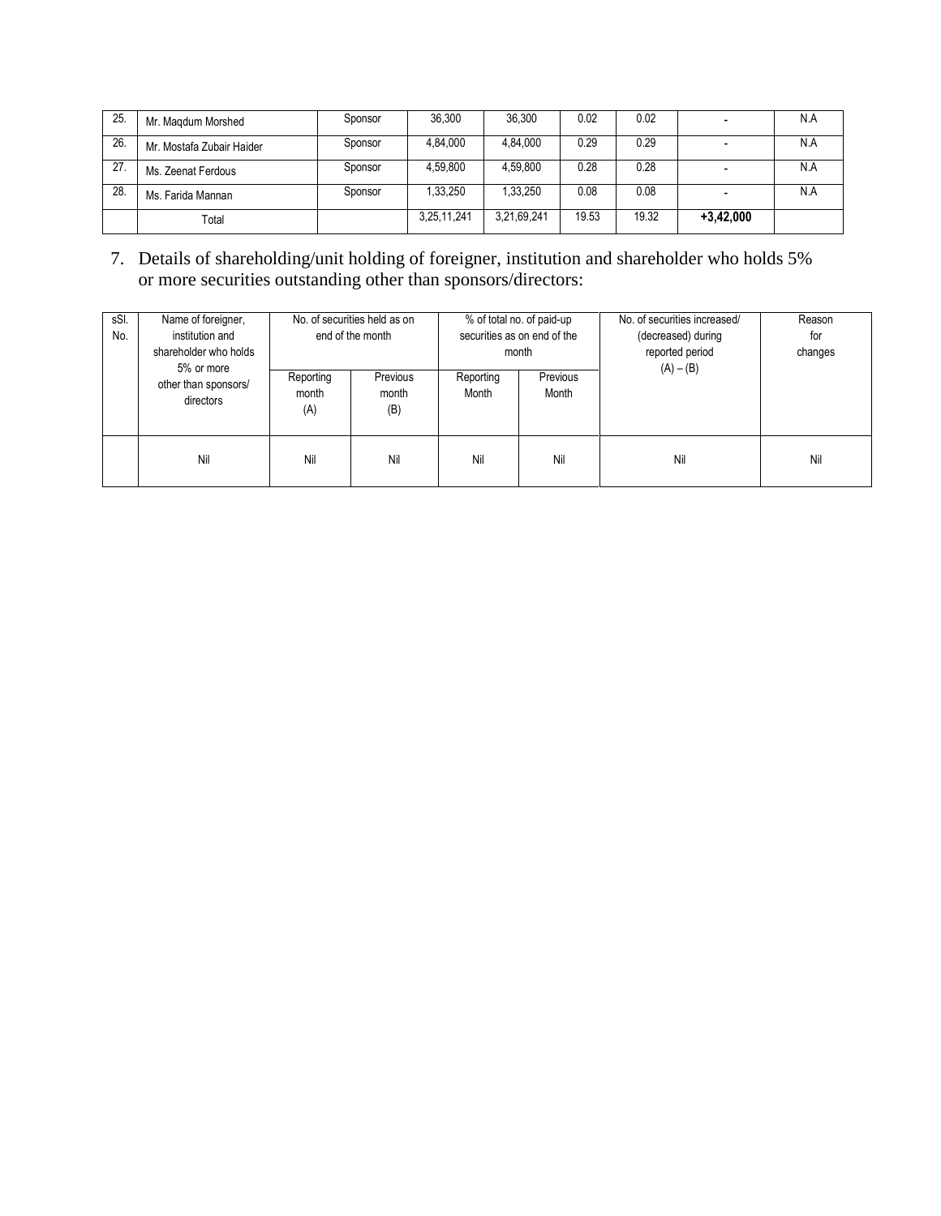| | | | | | | | | |
|---|---|---|---|---|---|---|---|---|
| 25. | Mr. Maqdum Morshed | Sponsor | 36,300 | 36,300 | 0.02 | 0.02 | - | N.A |
| 26. | Mr. Mostafa Zubair Haider | Sponsor | 4,84,000 | 4,84,000 | 0.29 | 0.29 | - | N.A |
| 27. | Ms. Zeenat Ferdous | Sponsor | 4,59,800 | 4,59,800 | 0.28 | 0.28 | - | N.A |
| 28. | Ms. Farida Mannan | Sponsor | 1,33,250 | 1,33,250 | 0.08 | 0.08 | - | N.A |
| | Total | | 3,25,11,241 | 3,21,69,241 | 19.53 | 19.32 | **+3,42,000** | |

7. Details of shareholding/unit holding of foreigner, institution and shareholder who holds 5% or more securities outstanding other than sponsors/directors:

| sSl. No. | Name of foreigner, institution and shareholder who holds 5% or more other than sponsors/ directors | No. of securities held as on end of the month | | % of total no. of paid-up securities as on end of the month | | No. of securities increased/ (decreased) during reported period (A) – (B) | Reason for changes |
|---|---|---|---|---|---|---|---|
| | | Reporting month (A) | Previous month (B) | Reporting Month | Previous Month | | |
| | Nil | Nil | Nil | Nil | Nil | Nil | Nil |